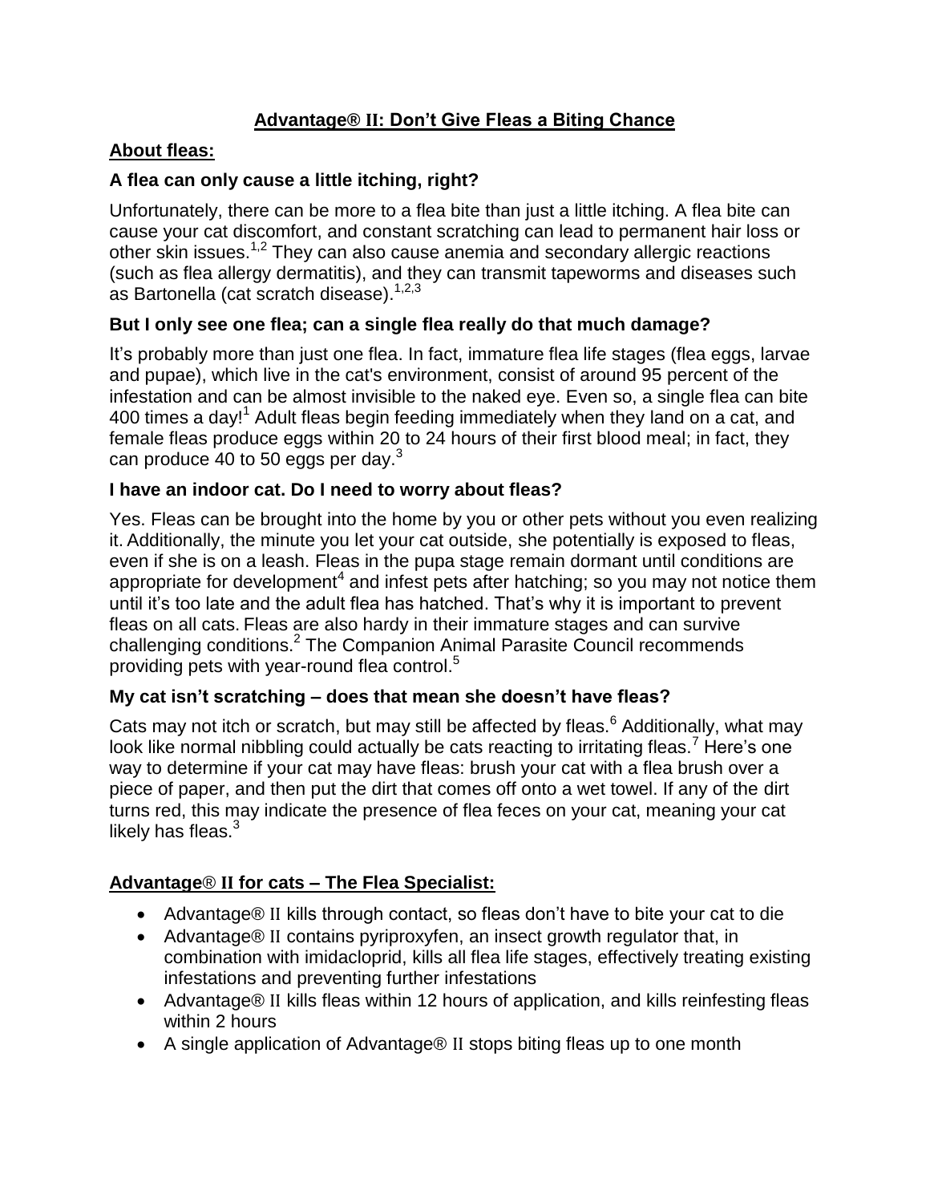# Advantage® II: Don't Give Fleas a Biting Chance

## About fleas:

### A flea can only cause a little itching, right?

Unfortunately, there can be more to a flea bite than just a little itching. A flea bite can cause your cat discomfort, and constant scratching can lead to permanent hair loss or other skin issues.[1,2] They can also cause anemia and secondary allergic reactions (such as flea allergy dermatitis), and they can transmit tapeworms and diseases such as Bartonella (cat scratch disease).[1,2,3]

### But I only see one flea; can a single flea really do that much damage?

It's probably more than just one flea. In fact, immature flea life stages (flea eggs, larvae and pupae), which live in the cat's environment, consist of around 95 percent of the infestation and can be almost invisible to the naked eye. Even so, a single flea can bite 400 times a day![1] Adult fleas begin feeding immediately when they land on a cat, and female fleas produce eggs within 20 to 24 hours of their first blood meal; in fact, they can produce 40 to 50 eggs per day.[3]

### I have an indoor cat. Do I need to worry about fleas?

Yes. Fleas can be brought into the home by you or other pets without you even realizing it. Additionally, the minute you let your cat outside, she potentially is exposed to fleas, even if she is on a leash. Fleas in the pupa stage remain dormant until conditions are appropriate for development[4] and infest pets after hatching; so you may not notice them until it's too late and the adult flea has hatched. That's why it is important to prevent fleas on all cats. Fleas are also hardy in their immature stages and can survive challenging conditions.[2] The Companion Animal Parasite Council recommends providing pets with year-round flea control.[5]

### My cat isn't scratching – does that mean she doesn't have fleas?

Cats may not itch or scratch, but may still be affected by fleas.[6] Additionally, what may look like normal nibbling could actually be cats reacting to irritating fleas.[7] Here's one way to determine if your cat may have fleas: brush your cat with a flea brush over a piece of paper, and then put the dirt that comes off onto a wet towel. If any of the dirt turns red, this may indicate the presence of flea feces on your cat, meaning your cat likely has fleas.[3]

## Advantage® II for cats – The Flea Specialist:

- Advantage® II kills through contact, so fleas don't have to bite your cat to die
- Advantage® II contains pyriproxyfen, an insect growth regulator that, in combination with imidacloprid, kills all flea life stages, effectively treating existing infestations and preventing further infestations
- Advantage® II kills fleas within 12 hours of application, and kills reinfesting fleas within 2 hours
- A single application of Advantage® II stops biting fleas up to one month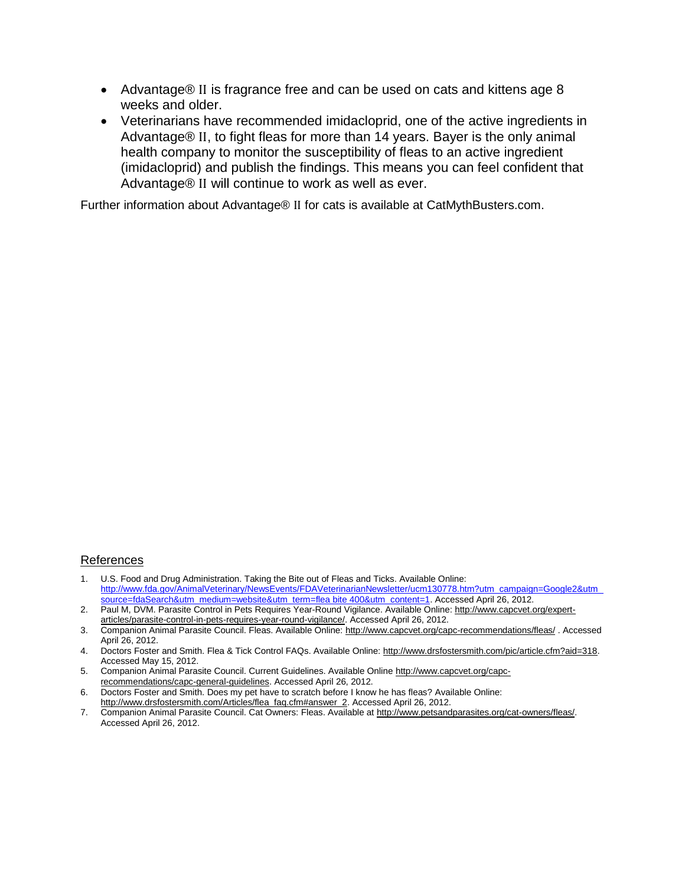- Advantage® II is fragrance free and can be used on cats and kittens age 8 weeks and older.
- Veterinarians have recommended imidacloprid, one of the active ingredients in Advantage® II, to fight fleas for more than 14 years. Bayer is the only animal health company to monitor the susceptibility of fleas to an active ingredient (imidacloprid) and publish the findings. This means you can feel confident that Advantage® II will continue to work as well as ever.

Further information about Advantage® II for cats is available at CatMythBusters.com.

## References

1. U.S. Food and Drug Administration. Taking the Bite out of Fleas and Ticks. Available Online: http://www.fda.gov/AnimalVeterinary/NewsEvents/FDAVeterinarianNewsletter/ucm130778.htm?utm_campaign=Google2&utm_source=fdaSearch&utm_medium=website&utm_term=flea bite 400&utm_content=1. Accessed April 26, 2012.
2. Paul M, DVM. Parasite Control in Pets Requires Year-Round Vigilance. Available Online: http://www.capcvet.org/expert-articles/parasite-control-in-pets-requires-year-round-vigilance/. Accessed April 26, 2012.
3. Companion Animal Parasite Council. Fleas. Available Online: http://www.capcvet.org/capc-recommendations/fleas/ . Accessed April 26, 2012.
4. Doctors Foster and Smith. Flea & Tick Control FAQs. Available Online: http://www.drsfostersmith.com/pic/article.cfm?aid=318. Accessed May 15, 2012.
5. Companion Animal Parasite Council. Current Guidelines. Available Online http://www.capcvet.org/capc-recommendations/capc-general-guidelines. Accessed April 26, 2012.
6. Doctors Foster and Smith. Does my pet have to scratch before I know he has fleas? Available Online: http://www.drsfostersmith.com/Articles/flea_faq.cfm#answer_2. Accessed April 26, 2012.
7. Companion Animal Parasite Council. Cat Owners: Fleas. Available at http://www.petsandparasites.org/cat-owners/fleas/. Accessed April 26, 2012.